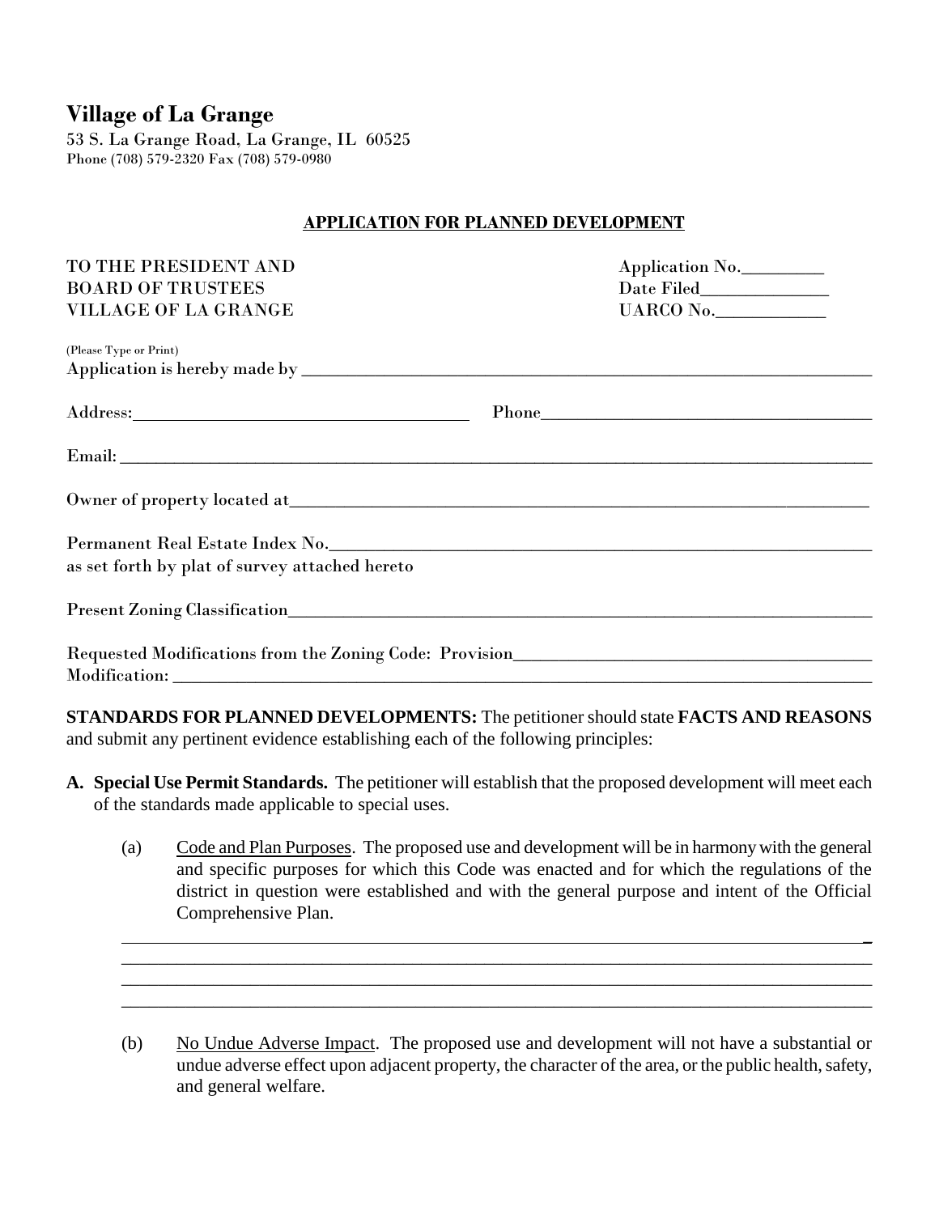# Village of La Grange

53 S. La Grange Road, La Grange, IL 60525
Phone (708) 579-2320 Fax (708) 579-0980

## APPLICATION FOR PLANNED DEVELOPMENT

TO THE PRESIDENT AND
BOARD OF TRUSTEES
VILLAGE OF LA GRANGE

Application No.________
Date Filed_____________
UARCO No.___________

(Please Type or Print)
Application is hereby made by ____________________________________________________________

Address:____________________________________ Phone____________________________________

Email: ____________________________________________________________________________

Owner of property located at______________________________________________________________

Permanent Real Estate Index No.___________________________________________________________
as set forth by plat of survey attached hereto

Present Zoning Classification_______________________________________________________________

Requested Modifications from the Zoning Code: Provision_____________________________________
Modification: _________________________________________________________________________

**STANDARDS FOR PLANNED DEVELOPMENTS:** The petitioner should state **FACTS AND REASONS** and submit any pertinent evidence establishing each of the following principles:

**A. Special Use Permit Standards.** The petitioner will establish that the proposed development will meet each of the standards made applicable to special uses.

(a) Code and Plan Purposes. The proposed use and development will be in harmony with the general and specific purposes for which this Code was enacted and for which the regulations of the district in question were established and with the general purpose and intent of the Official Comprehensive Plan.

_____________________________________________________________________________
_____________________________________________________________________________
_____________________________________________________________________________
_____________________________________________________________________________

(b) No Undue Adverse Impact. The proposed use and development will not have a substantial or undue adverse effect upon adjacent property, the character of the area, or the public health, safety, and general welfare.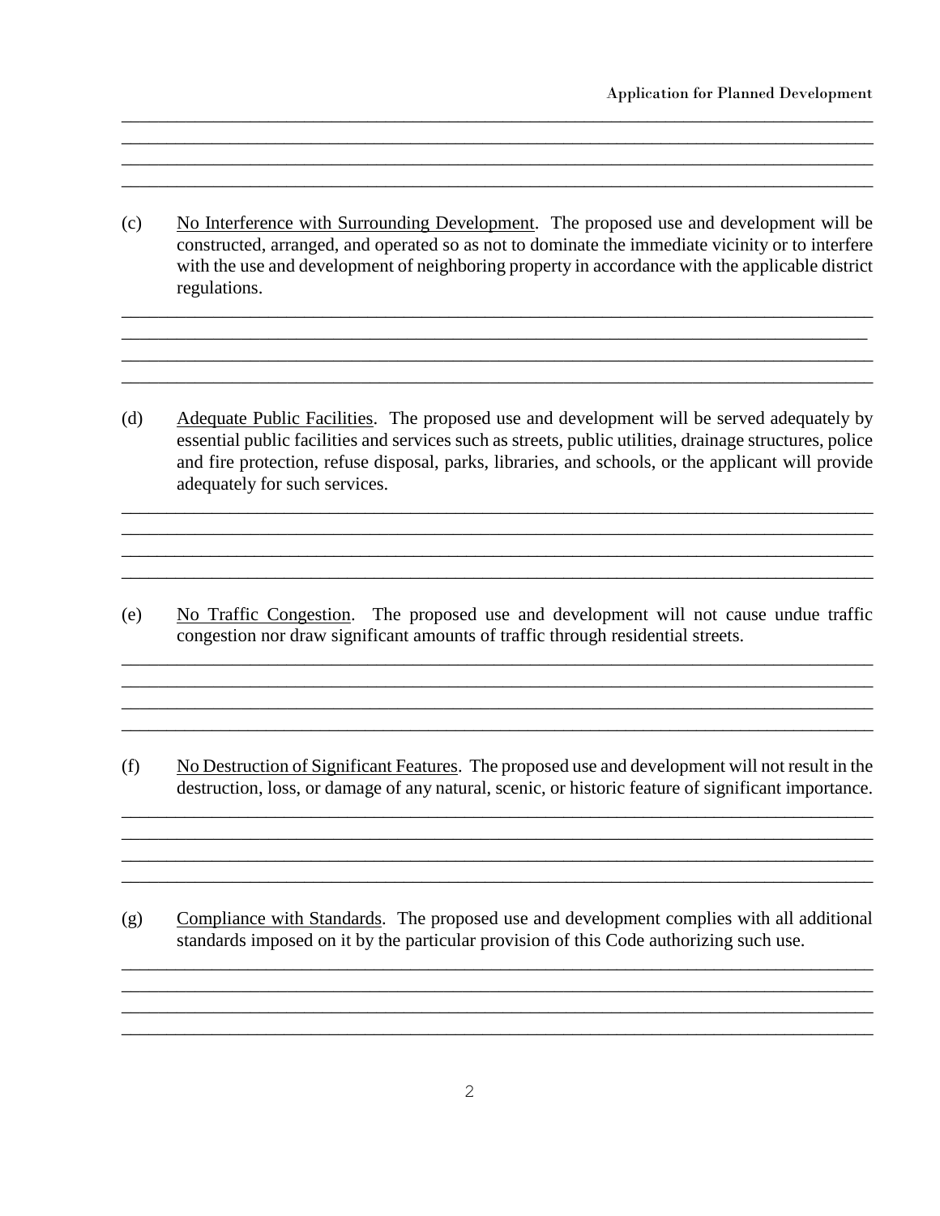(c) <u>No Interference with Surrounding Development</u>. The proposed use and development will be constructed, arranged, and operated so as not to dominate the immediate vicinity or to interfere with the use and development of neighboring property in accordance with the applicable district regulations.

(d) <u>Adequate Public Facilities</u>. The proposed use and development will be served adequately by essential public facilities and services such as streets, public utilities, drainage structures, police and fire protection, refuse disposal, parks, libraries, and schools, or the applicant will provide adequately for such services.

(e) <u>No Traffic Congestion</u>. The proposed use and development will not cause undue traffic congestion nor draw significant amounts of traffic through residential streets.

(f) <u>No Destruction of Significant Features</u>. The proposed use and development will not result in the destruction, loss, or damage of any natural, scenic, or historic feature of significant importance.

(g) <u>Compliance with Standards</u>. The proposed use and development complies with all additional standards imposed on it by the particular provision of this Code authorizing such use.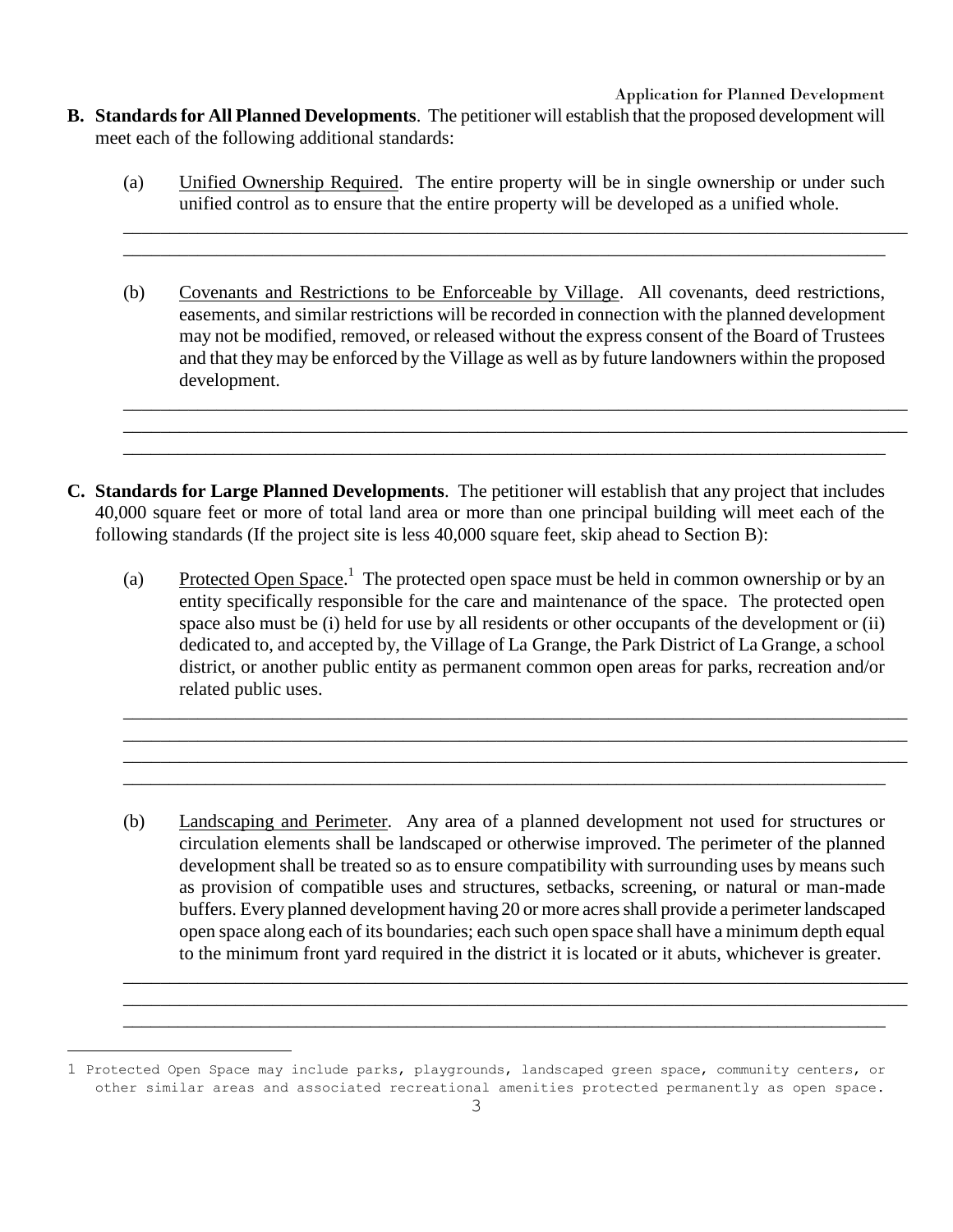**B. Standards for All Planned Developments**. The petitioner will establish that the proposed development will meet each of the following additional standards:

(a) Unified Ownership Required. The entire property will be in single ownership or under such unified control as to ensure that the entire property will be developed as a unified whole.

______________________________________________________________________________________
______________________________________________________________________________________

(b) Covenants and Restrictions to be Enforceable by Village. All covenants, deed restrictions, easements, and similar restrictions will be recorded in connection with the planned development may not be modified, removed, or released without the express consent of the Board of Trustees and that they may be enforced by the Village as well as by future landowners within the proposed development.

______________________________________________________________________________________
______________________________________________________________________________________
______________________________________________________________________________________

**C. Standards for Large Planned Developments**. The petitioner will establish that any project that includes 40,000 square feet or more of total land area or more than one principal building will meet each of the following standards (If the project site is less 40,000 square feet, skip ahead to Section B):

(a) Protected Open Space.[1] The protected open space must be held in common ownership or by an entity specifically responsible for the care and maintenance of the space. The protected open space also must be (i) held for use by all residents or other occupants of the development or (ii) dedicated to, and accepted by, the Village of La Grange, the Park District of La Grange, a school district, or another public entity as permanent common open areas for parks, recreation and/or related public uses.

______________________________________________________________________________________
______________________________________________________________________________________
______________________________________________________________________________________
______________________________________________________________________________________

(b) Landscaping and Perimeter. Any area of a planned development not used for structures or circulation elements shall be landscaped or otherwise improved. The perimeter of the planned development shall be treated so as to ensure compatibility with surrounding uses by means such as provision of compatible uses and structures, setbacks, screening, or natural or man-made buffers. Every planned development having 20 or more acres shall provide a perimeter landscaped open space along each of its boundaries; each such open space shall have a minimum depth equal to the minimum front yard required in the district it is located or it abuts, whichever is greater.

______________________________________________________________________________________
______________________________________________________________________________________
______________________________________________________________________________________

[1] Protected Open Space may include parks, playgrounds, landscaped green space, community centers, or other similar areas and associated recreational amenities protected permanently as open space.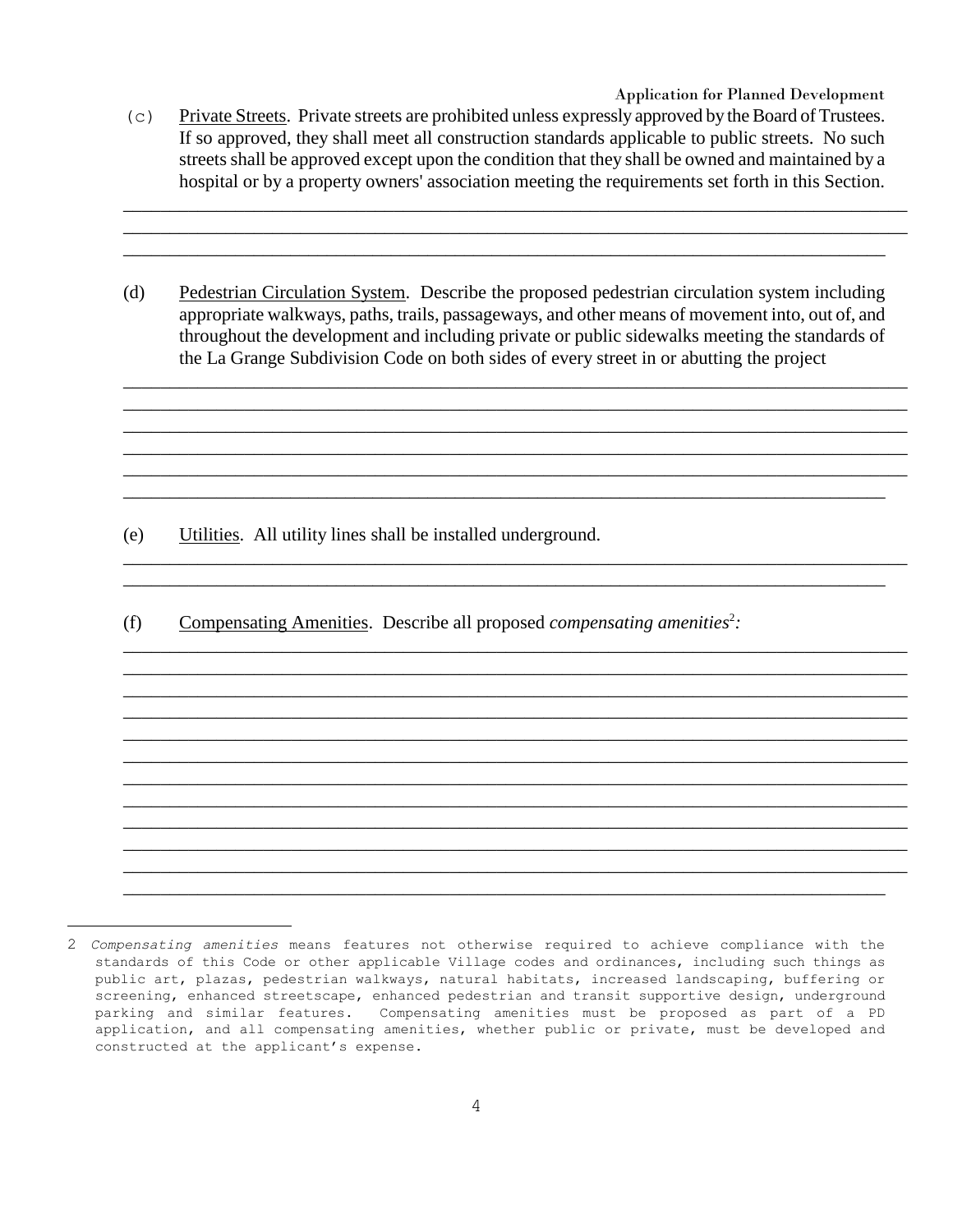(c) Private Streets. Private streets are prohibited unless expressly approved by the Board of Trustees. If so approved, they shall meet all construction standards applicable to public streets. No such streets shall be approved except upon the condition that they shall be owned and maintained by a hospital or by a property owners' association meeting the requirements set forth in this Section.

_______________________________________________________________________________
_______________________________________________________________________________
_______________________________________________________________________________

(d) Pedestrian Circulation System. Describe the proposed pedestrian circulation system including appropriate walkways, paths, trails, passageways, and other means of movement into, out of, and throughout the development and including private or public sidewalks meeting the standards of the La Grange Subdivision Code on both sides of every street in or abutting the project

_______________________________________________________________________________
_______________________________________________________________________________
_______________________________________________________________________________
_______________________________________________________________________________
_______________________________________________________________________________
_______________________________________________________________________________

(e) Utilities. All utility lines shall be installed underground.

_______________________________________________________________________________
_______________________________________________________________________________

(f) Compensating Amenities. Describe all proposed *compensating amenities*[2]*:*

_______________________________________________________________________________
_______________________________________________________________________________
_______________________________________________________________________________
_______________________________________________________________________________
_______________________________________________________________________________
_______________________________________________________________________________
_______________________________________________________________________________
_______________________________________________________________________________
_______________________________________________________________________________
_______________________________________________________________________________
_______________________________________________________________________________
_______________________________________________________________________________

---

2 *Compensating amenities* means features not otherwise required to achieve compliance with the standards of this Code or other applicable Village codes and ordinances, including such things as public art, plazas, pedestrian walkways, natural habitats, increased landscaping, buffering or screening, enhanced streetscape, enhanced pedestrian and transit supportive design, underground parking and similar features. Compensating amenities must be proposed as part of a PD application, and all compensating amenities, whether public or private, must be developed and constructed at the applicant's expense.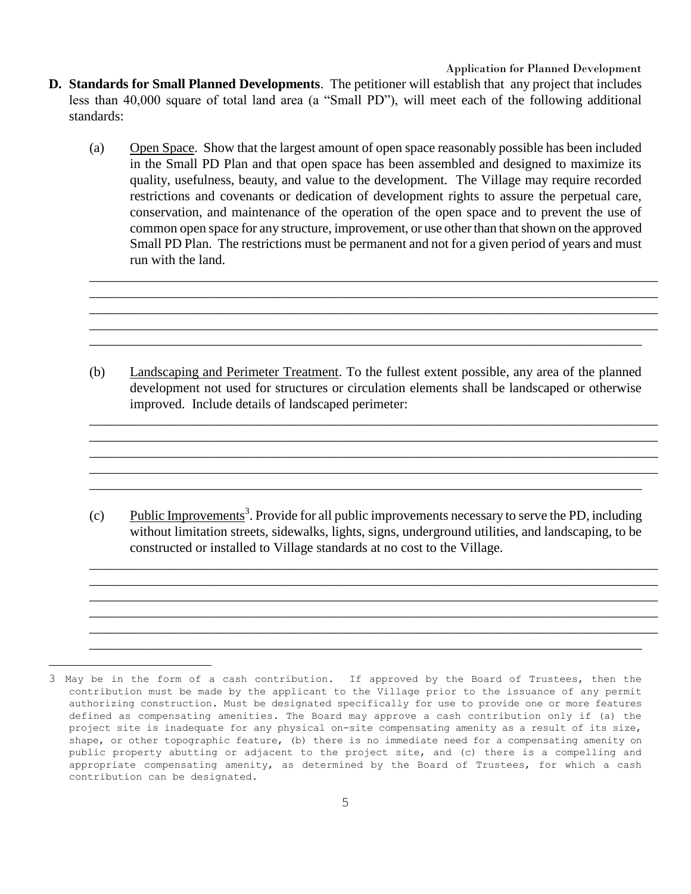**D. Standards for Small Planned Developments**. The petitioner will establish that any project that includes less than 40,000 square of total land area (a "Small PD"), will meet each of the following additional standards:

(a) Open Space. Show that the largest amount of open space reasonably possible has been included in the Small PD Plan and that open space has been assembled and designed to maximize its quality, usefulness, beauty, and value to the development. The Village may require recorded restrictions and covenants or dedication of development rights to assure the perpetual care, conservation, and maintenance of the operation of the open space and to prevent the use of common open space for any structure, improvement, or use other than that shown on the approved Small PD Plan. The restrictions must be permanent and not for a given period of years and must run with the land.

______________________________________________________________________________
______________________________________________________________________________
______________________________________________________________________________
______________________________________________________________________________
______________________________________________________________________________

(b) Landscaping and Perimeter Treatment. To the fullest extent possible, any area of the planned development not used for structures or circulation elements shall be landscaped or otherwise improved. Include details of landscaped perimeter:

______________________________________________________________________________
______________________________________________________________________________
______________________________________________________________________________
______________________________________________________________________________
______________________________________________________________________________

(c) Public Improvements[3]. Provide for all public improvements necessary to serve the PD, including without limitation streets, sidewalks, lights, signs, underground utilities, and landscaping, to be constructed or installed to Village standards at no cost to the Village.

______________________________________________________________________________
______________________________________________________________________________
______________________________________________________________________________
______________________________________________________________________________
______________________________________________________________________________
______________________________________________________________________________

---

[3] May be in the form of a cash contribution. If approved by the Board of Trustees, then the contribution must be made by the applicant to the Village prior to the issuance of any permit authorizing construction. Must be designated specifically for use to provide one or more features defined as compensating amenities. The Board may approve a cash contribution only if (a) the project site is inadequate for any physical on-site compensating amenity as a result of its size, shape, or other topographic feature, (b) there is no immediate need for a compensating amenity on public property abutting or adjacent to the project site, and (c) there is a compelling and appropriate compensating amenity, as determined by the Board of Trustees, for which a cash contribution can be designated.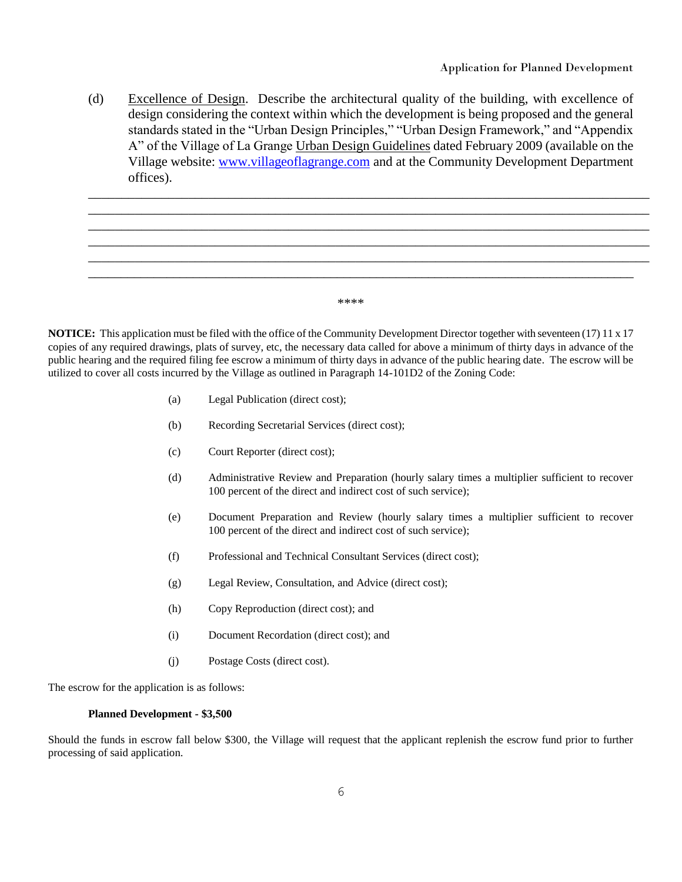(d) <u>Excellence of Design</u>. Describe the architectural quality of the building, with excellence of design considering the context within which the development is being proposed and the general standards stated in the "Urban Design Principles," "Urban Design Framework," and "Appendix A" of the Village of La Grange <u>Urban Design Guidelines</u> dated February 2009 (available on the Village website: www.villageoflagrange.com and at the Community Development Department offices).

\_\_\_\_\_\_\_\_\_\_\_\_\_\_\_\_\_\_\_\_\_\_\_\_\_\_\_\_\_\_\_\_\_\_\_\_\_\_\_\_\_\_\_\_\_\_\_\_\_\_\_\_\_\_\_\_\_\_\_\_\_\_\_\_\_\_\_\_\_\_\_\_\_\_\_\_\_\_\_\_

\_\_\_\_\_\_\_\_\_\_\_\_\_\_\_\_\_\_\_\_\_\_\_\_\_\_\_\_\_\_\_\_\_\_\_\_\_\_\_\_\_\_\_\_\_\_\_\_\_\_\_\_\_\_\_\_\_\_\_\_\_\_\_\_\_\_\_\_\_\_\_\_\_\_\_\_\_\_\_\_

\_\_\_\_\_\_\_\_\_\_\_\_\_\_\_\_\_\_\_\_\_\_\_\_\_\_\_\_\_\_\_\_\_\_\_\_\_\_\_\_\_\_\_\_\_\_\_\_\_\_\_\_\_\_\_\_\_\_\_\_\_\_\_\_\_\_\_\_\_\_\_\_\_\_\_\_\_\_\_\_

\_\_\_\_\_\_\_\_\_\_\_\_\_\_\_\_\_\_\_\_\_\_\_\_\_\_\_\_\_\_\_\_\_\_\_\_\_\_\_\_\_\_\_\_\_\_\_\_\_\_\_\_\_\_\_\_\_\_\_\_\_\_\_\_\_\_\_\_\_\_\_\_\_\_\_\_\_\_\_\_

\_\_\_\_\_\_\_\_\_\_\_\_\_\_\_\_\_\_\_\_\_\_\_\_\_\_\_\_\_\_\_\_\_\_\_\_\_\_\_\_\_\_\_\_\_\_\_\_\_\_\_\_\_\_\_\_\_\_\_\_\_\_\_\_\_\_\_\_\_\_\_\_\_\_\_\_\_\_\_\_

\_\_\_\_\_\_\_\_\_\_\_\_\_\_\_\_\_\_\_\_\_\_\_\_\_\_\_\_\_\_\_\_\_\_\_\_\_\_\_\_\_\_\_\_\_\_\_\_\_\_\_\_\_\_\_\_\_\_\_\_\_\_\_\_\_\_\_\_\_\_\_\_\_\_\_\_\_\_\_

****

**NOTICE:** This application must be filed with the office of the Community Development Director together with seventeen (17) 11 x 17 copies of any required drawings, plats of survey, etc, the necessary data called for above a minimum of thirty days in advance of the public hearing and the required filing fee escrow a minimum of thirty days in advance of the public hearing date. The escrow will be utilized to cover all costs incurred by the Village as outlined in Paragraph 14-101D2 of the Zoning Code:

(a) Legal Publication (direct cost);

(b) Recording Secretarial Services (direct cost);

(c) Court Reporter (direct cost);

(d) Administrative Review and Preparation (hourly salary times a multiplier sufficient to recover 100 percent of the direct and indirect cost of such service);

(e) Document Preparation and Review (hourly salary times a multiplier sufficient to recover 100 percent of the direct and indirect cost of such service);

(f) Professional and Technical Consultant Services (direct cost);

(g) Legal Review, Consultation, and Advice (direct cost);

(h) Copy Reproduction (direct cost); and

(i) Document Recordation (direct cost); and

(j) Postage Costs (direct cost).

The escrow for the application is as follows:

**Planned Development - $3,500**

Should the funds in escrow fall below $300, the Village will request that the applicant replenish the escrow fund prior to further processing of said application.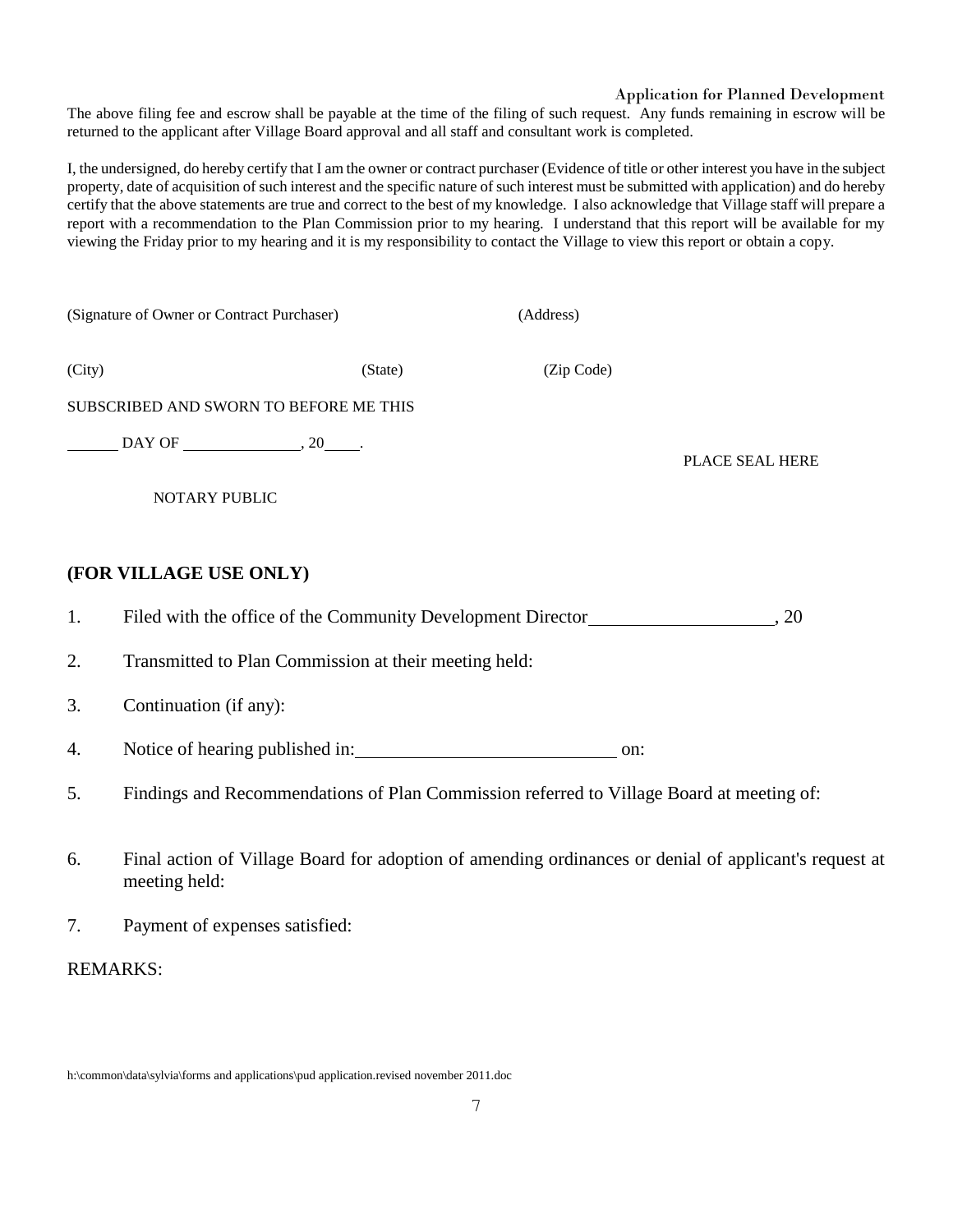The above filing fee and escrow shall be payable at the time of the filing of such request. Any funds remaining in escrow will be returned to the applicant after Village Board approval and all staff and consultant work is completed.

I, the undersigned, do hereby certify that I am the owner or contract purchaser (Evidence of title or other interest you have in the subject property, date of acquisition of such interest and the specific nature of such interest must be submitted with application) and do hereby certify that the above statements are true and correct to the best of my knowledge. I also acknowledge that Village staff will prepare a report with a recommendation to the Plan Commission prior to my hearing. I understand that this report will be available for my viewing the Friday prior to my hearing and it is my responsibility to contact the Village to view this report or obtain a copy.

(Signature of Owner or Contract Purchaser) (Address)

(City) (State) (Zip Code)

SUBSCRIBED AND SWORN TO BEFORE ME THIS

______ DAY OF ______________, 20____.

PLACE SEAL HERE

NOTARY PUBLIC

## (FOR VILLAGE USE ONLY)

1. Filed with the office of the Community Development Director___________________, 20
2. Transmitted to Plan Commission at their meeting held:
3. Continuation (if any):
4. Notice of hearing published in:___________________________ on:
5. Findings and Recommendations of Plan Commission referred to Village Board at meeting of:
6. Final action of Village Board for adoption of amending ordinances or denial of applicant's request at meeting held:
7. Payment of expenses satisfied:

REMARKS:

h:\common\data\sylvia\forms and applications\pud application.revised november 2011.doc